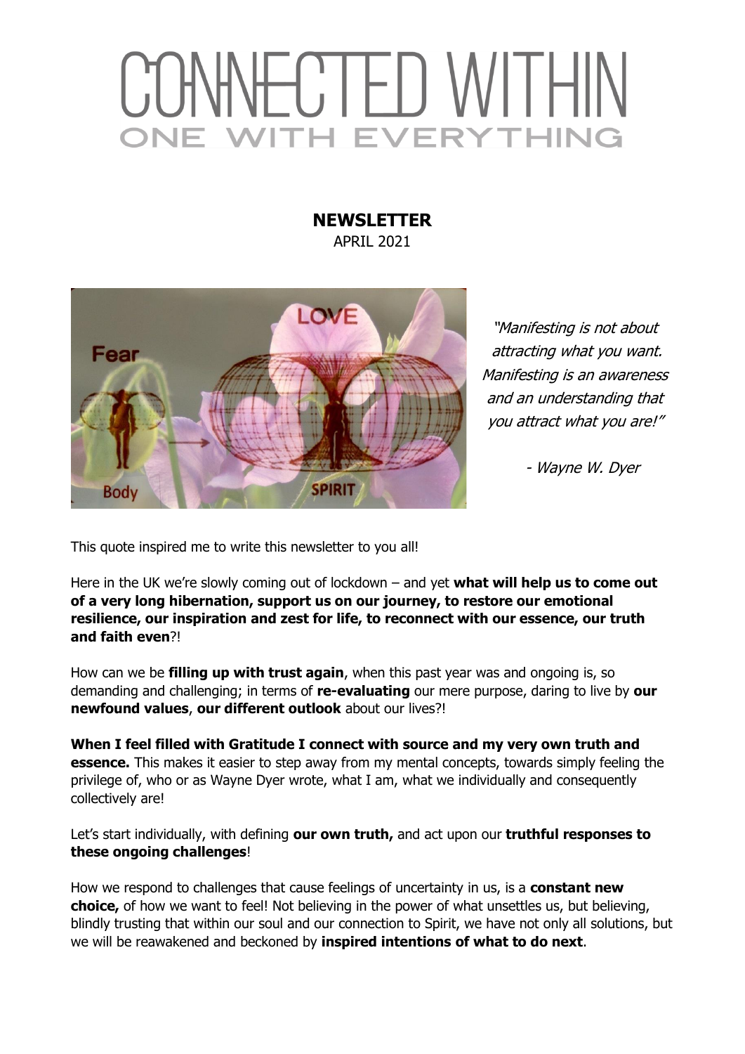# CONNECTED WITHIN
## ONE WITH EVERYTHING

**NEWSLETTER**
APRIL 2021

*"Manifesting is not about attracting what you want. Manifesting is an awareness and an understanding that you attract what you are!"*

*- Wayne W. Dyer*

This quote inspired me to write this newsletter to you all!

Here in the UK we're slowly coming out of lockdown – and yet **what will help us to come out of a very long hibernation, support us on our journey, to restore our emotional resilience, our inspiration and zest for life, to reconnect with our essence, our truth and faith even**?!

How can we be **filling up with trust again**, when this past year was and ongoing is, so demanding and challenging; in terms of **re-evaluating** our mere purpose, daring to live by **our newfound values**, **our different outlook** about our lives?!

**When I feel filled with Gratitude I connect with source and my very own truth and essence.** This makes it easier to step away from my mental concepts, towards simply feeling the privilege of, who or as Wayne Dyer wrote, what I am, what we individually and consequently collectively are!

Let's start individually, with defining **our own truth,** and act upon our **truthful responses to these ongoing challenges**!

How we respond to challenges that cause feelings of uncertainty in us, is a **constant new choice,** of how we want to feel! Not believing in the power of what unsettles us, but believing, blindly trusting that within our soul and our connection to Spirit, we have not only all solutions, but we will be reawakened and beckoned by **inspired intentions of what to do next**.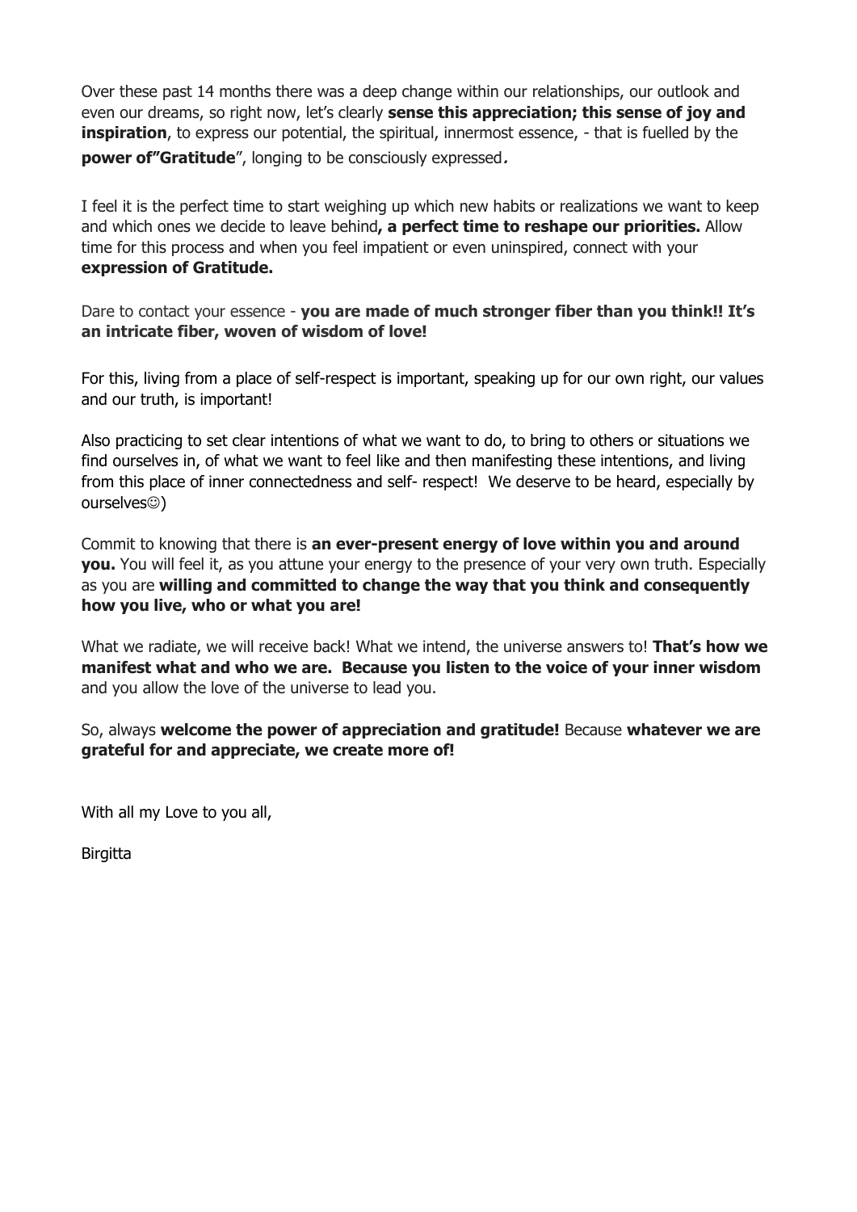Over these past 14 months there was a deep change within our relationships, our outlook and even our dreams, so right now, let's clearly **sense this appreciation; this sense of joy and inspiration**, to express our potential, the spiritual, innermost essence, - that is fuelled by the **power of"Gratitude**", longing to be consciously expressed*.*

I feel it is the perfect time to start weighing up which new habits or realizations we want to keep and which ones we decide to leave behind**, a perfect time to reshape our priorities.** Allow time for this process and when you feel impatient or even uninspired, connect with your **expression of Gratitude.**

Dare to contact your essence - **you are made of much stronger fiber than you think!! It's an intricate fiber, woven of wisdom of love!**

For this, living from a place of self-respect is important, speaking up for our own right, our values and our truth, is important!

Also practicing to set clear intentions of what we want to do, to bring to others or situations we find ourselves in, of what we want to feel like and then manifesting these intentions, and living from this place of inner connectedness and self- respect! We deserve to be heard, especially by ourselves☺)

Commit to knowing that there is **an ever-present energy of love within you and around you.** You will feel it, as you attune your energy to the presence of your very own truth. Especially as you are **willing and committed to change the way that you think and consequently how you live, who or what you are!**

What we radiate, we will receive back! What we intend, the universe answers to! **That's how we manifest what and who we are. Because you listen to the voice of your inner wisdom** and you allow the love of the universe to lead you.

So, always **welcome the power of appreciation and gratitude!** Because **whatever we are grateful for and appreciate, we create more of!**

With all my Love to you all,

Birgitta